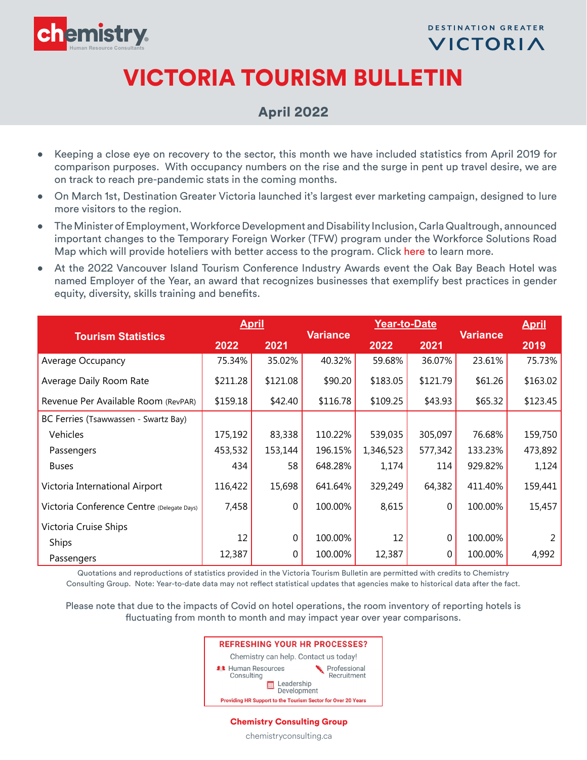chemistry
Human Resource Consultants

DESTINATION GREATER VICTORIA

# VICTORIA TOURISM BULLETIN

## April 2022

- Keeping a close eye on recovery to the sector, this month we have included statistics from April 2019 for comparison purposes. With occupancy numbers on the rise and the surge in pent up travel desire, we are on track to reach pre-pandemic stats in the coming months.
- On March 1st, Destination Greater Victoria launched it's largest ever marketing campaign, designed to lure more visitors to the region.
- The Minister of Employment, Workforce Development and Disability Inclusion, Carla Qualtrough, announced important changes to the Temporary Foreign Worker (TFW) program under the Workforce Solutions Road Map which will provide hoteliers with better access to the program. Click here to learn more.
- At the 2022 Vancouver Island Tourism Conference Industry Awards event the Oak Bay Beach Hotel was named Employer of the Year, an award that recognizes businesses that exemplify best practices in gender equity, diversity, skills training and benefits.

| Tourism Statistics | April | | Variance | Year-to-Date | | Variance | April |
|---|---|---|---|---|---|---|---|
| | 2022 | 2021 | | 2022 | 2021 | | 2019 |
| Average Occupancy | 75.34% | 35.02% | 40.32% | 59.68% | 36.07% | 23.61% | 75.73% |
| Average Daily Room Rate | $211.28 | $121.08 | $90.20 | $183.05 | $121.79 | $61.26 | $163.02 |
| Revenue Per Available Room (RevPAR) | $159.18 | $42.40 | $116.78 | $109.25 | $43.93 | $65.32 | $123.45 |
| BC Ferries (Tsawwassen - Swartz Bay) | | | | | | | |
| Vehicles | 175,192 | 83,338 | 110.22% | 539,035 | 305,097 | 76.68% | 159,750 |
| Passengers | 453,532 | 153,144 | 196.15% | 1,346,523 | 577,342 | 133.23% | 473,892 |
| Buses | 434 | 58 | 648.28% | 1,174 | 114 | 929.82% | 1,124 |
| Victoria International Airport | 116,422 | 15,698 | 641.64% | 329,249 | 64,382 | 411.40% | 159,441 |
| Victoria Conference Centre (Delegate Days) | 7,458 | 0 | 100.00% | 8,615 | 0 | 100.00% | 15,457 |
| Victoria Cruise Ships | | | | | | | |
| Ships | 12 | 0 | 100.00% | 12 | 0 | 100.00% | 2 |
| Passengers | 12,387 | 0 | 100.00% | 12,387 | 0 | 100.00% | 4,992 |

Quotations and reproductions of statistics provided in the Victoria Tourism Bulletin are permitted with credits to Chemistry Consulting Group. Note: Year-to-date data may not reflect statistical updates that agencies make to historical data after the fact.

Please note that due to the impacts of Covid on hotel operations, the room inventory of reporting hotels is fluctuating from month to month and may impact year over year comparisons.

**REFRESHING YOUR HR PROCESSES?**

Chemistry can help. Contact us today!

- Human Resources Consulting
- Professional Recruitment
- Leadership Development

**Providing HR Support to the Tourism Sector for Over 20 Years**

**Chemistry Consulting Group**

chemistryconsulting.ca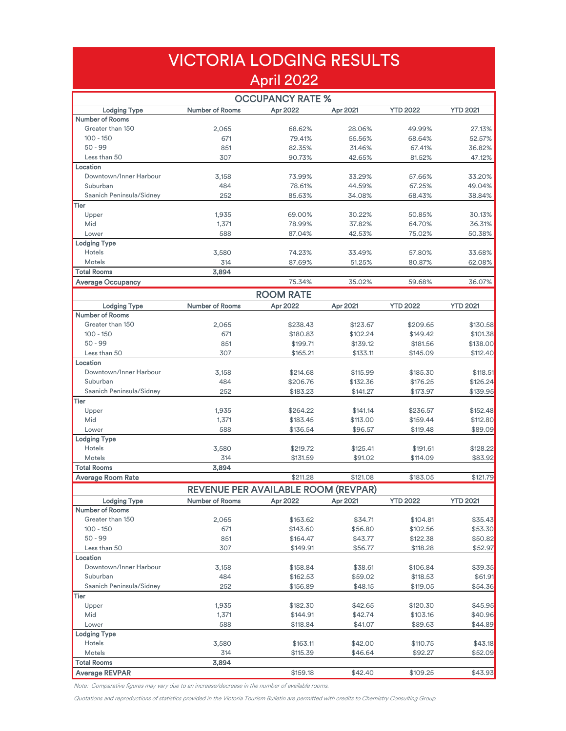# VICTORIA LODGING RESULTS

## April 2022

### OCCUPANCY RATE %

| Lodging Type | Number of Rooms | Apr 2022 | Apr 2021 | YTD 2022 | YTD 2021 |
|---|---|---|---|---|---|
| **Number of Rooms** | | | | | |
| Greater than 150 | 2,065 | 68.62% | 28.06% | 49.99% | 27.13% |
| 100 - 150 | 671 | 79.41% | 55.56% | 68.64% | 52.57% |
| 50 - 99 | 851 | 82.35% | 31.46% | 67.41% | 36.82% |
| Less than 50 | 307 | 90.73% | 42.65% | 81.52% | 47.12% |
| **Location** | | | | | |
| Downtown/Inner Harbour | 3,158 | 73.99% | 33.29% | 57.66% | 33.20% |
| Suburban | 484 | 78.61% | 44.59% | 67.25% | 49.04% |
| Saanich Peninsula/Sidney | 252 | 85.63% | 34.08% | 68.43% | 38.84% |
| **Tier** | | | | | |
| Upper | 1,935 | 69.00% | 30.22% | 50.85% | 30.13% |
| Mid | 1,371 | 78.99% | 37.82% | 64.70% | 36.31% |
| Lower | 588 | 87.04% | 42.53% | 75.02% | 50.38% |
| **Lodging Type** | | | | | |
| Hotels | 3,580 | 74.23% | 33.49% | 57.80% | 33.68% |
| Motels | 314 | 87.69% | 51.25% | 80.87% | 62.08% |
| **Total Rooms** | **3,894** | | | | |
| **Average Occupancy** | | 75.34% | 35.02% | 59.68% | 36.07% |

### ROOM RATE

| Lodging Type | Number of Rooms | Apr 2022 | Apr 2021 | YTD 2022 | YTD 2021 |
|---|---|---|---|---|---|
| **Number of Rooms** | | | | | |
| Greater than 150 | 2,065 | $238.43 | $123.67 | $209.65 | $130.58 |
| 100 - 150 | 671 | $180.83 | $102.24 | $149.42 | $101.38 |
| 50 - 99 | 851 | $199.71 | $139.12 | $181.56 | $138.00 |
| Less than 50 | 307 | $165.21 | $133.11 | $145.09 | $112.40 |
| **Location** | | | | | |
| Downtown/Inner Harbour | 3,158 | $214.68 | $115.99 | $185.30 | $118.51 |
| Suburban | 484 | $206.76 | $132.36 | $176.25 | $126.24 |
| Saanich Peninsula/Sidney | 252 | $183.23 | $141.27 | $173.97 | $139.95 |
| **Tier** | | | | | |
| Upper | 1,935 | $264.22 | $141.14 | $236.57 | $152.48 |
| Mid | 1,371 | $183.45 | $113.00 | $159.44 | $112.80 |
| Lower | 588 | $136.54 | $96.57 | $119.48 | $89.09 |
| **Lodging Type** | | | | | |
| Hotels | 3,580 | $219.72 | $125.41 | $191.61 | $128.22 |
| Motels | 314 | $131.59 | $91.02 | $114.09 | $83.92 |
| **Total Rooms** | **3,894** | | | | |
| **Average Room Rate** | | $211.28 | $121.08 | $183.05 | $121.79 |

### REVENUE PER AVAILABLE ROOM (REVPAR)

| Lodging Type | Number of Rooms | Apr 2022 | Apr 2021 | YTD 2022 | YTD 2021 |
|---|---|---|---|---|---|
| **Number of Rooms** | | | | | |
| Greater than 150 | 2,065 | $163.62 | $34.71 | $104.81 | $35.43 |
| 100 - 150 | 671 | $143.60 | $56.80 | $102.56 | $53.30 |
| 50 - 99 | 851 | $164.47 | $43.77 | $122.38 | $50.82 |
| Less than 50 | 307 | $149.91 | $56.77 | $118.28 | $52.97 |
| **Location** | | | | | |
| Downtown/Inner Harbour | 3,158 | $158.84 | $38.61 | $106.84 | $39.35 |
| Suburban | 484 | $162.53 | $59.02 | $118.53 | $61.91 |
| Saanich Peninsula/Sidney | 252 | $156.89 | $48.15 | $119.05 | $54.36 |
| **Tier** | | | | | |
| Upper | 1,935 | $182.30 | $42.65 | $120.30 | $45.95 |
| Mid | 1,371 | $144.91 | $42.74 | $103.16 | $40.96 |
| Lower | 588 | $118.84 | $41.07 | $89.63 | $44.89 |
| **Lodging Type** | | | | | |
| Hotels | 3,580 | $163.11 | $42.00 | $110.75 | $43.18 |
| Motels | 314 | $115.39 | $46.64 | $92.27 | $52.09 |
| **Total Rooms** | **3,894** | | | | |
| **Average REVPAR** | | $159.18 | $42.40 | $109.25 | $43.93 |

*Note: Comparative figures may vary due to an increase/decrease in the number of available rooms.*

*Quotations and reproductions of statistics provided in the Victoria Tourism Bulletin are permitted with credits to Chemistry Consulting Group.*